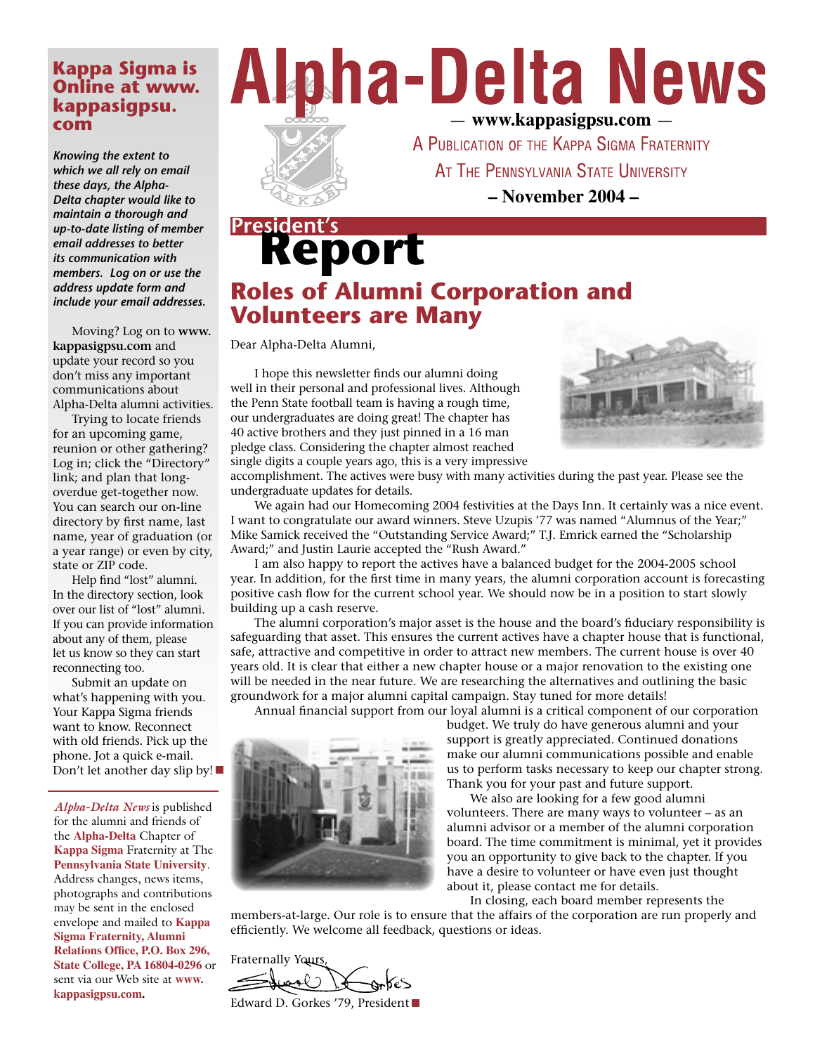# Alpha-Delta News

— www.kappasigpsu.com —

A Publication of the Kappa Sigma Fraternity

At The Pennsylvania State University

– November 2004 –

## President's Report

### Roles of Alumni Corporation and Volunteers are Many

Dear Alpha-Delta Alumni,

I hope this newsletter finds our alumni doing well in their personal and professional lives. Although the Penn State football team is having a rough time, our undergraduates are doing great! The chapter has 40 active brothers and they just pinned in a 16 man pledge class. Considering the chapter almost reached single digits a couple years ago, this is a very impressive accomplishment. The actives were busy with many activities during the past year. Please see the undergraduate updates for details.

We again had our Homecoming 2004 festivities at the Days Inn. It certainly was a nice event. I want to congratulate our award winners. Steve Uzupis '77 was named "Alumnus of the Year;" Mike Samick received the "Outstanding Service Award;" T.J. Emrick earned the "Scholarship Award;" and Justin Laurie accepted the "Rush Award."

I am also happy to report the actives have a balanced budget for the 2004-2005 school year. In addition, for the first time in many years, the alumni corporation account is forecasting positive cash flow for the current school year. We should now be in a position to start slowly building up a cash reserve.

The alumni corporation's major asset is the house and the board's fiduciary responsibility is safeguarding that asset. This ensures the current actives have a chapter house that is functional, safe, attractive and competitive in order to attract new members. The current house is over 40 years old. It is clear that either a new chapter house or a major renovation to the existing one will be needed in the near future. We are researching the alternatives and outlining the basic groundwork for a major alumni capital campaign. Stay tuned for more details!

Annual financial support from our loyal alumni is a critical component of our corporation budget. We truly do have generous alumni and your support is greatly appreciated. Continued donations make our alumni communications possible and enable us to perform tasks necessary to keep our chapter strong. Thank you for your past and future support.

We also are looking for a few good alumni volunteers. There are many ways to volunteer – as an alumni advisor or a member of the alumni corporation board. The time commitment is minimal, yet it provides you an opportunity to give back to the chapter. If you have a desire to volunteer or have even just thought about it, please contact me for details.

In closing, each board member represents the members-at-large. Our role is to ensure that the affairs of the corporation are run properly and efficiently. We welcome all feedback, questions or ideas.

Fraternally Yours,

Edward D. Gorkes '79, President

---

### Kappa Sigma is Online at www.kappasigpsu.com

***Knowing the extent to which we all rely on email these days, the Alpha-Delta chapter would like to maintain a thorough and up-to-date listing of member email addresses to better its communication with members. Log on or use the address update form and include your email addresses.***

Moving? Log on to **www.kappasigpsu.com** and update your record so you don't miss any important communications about Alpha-Delta alumni activities.

Trying to locate friends for an upcoming game, reunion or other gathering? Log in; click the "Directory" link; and plan that long-overdue get-together now. You can search our on-line directory by first name, last name, year of graduation (or a year range) or even by city, state or ZIP code.

Help find "lost" alumni. In the directory section, look over our list of "lost" alumni. If you can provide information about any of them, please let us know so they can start reconnecting too.

Submit an update on what's happening with you. Your Kappa Sigma friends want to know. Reconnect with old friends. Pick up the phone. Jot a quick e-mail. Don't let another day slip by!

*Alpha-Delta News* is published for the alumni and friends of the **Alpha-Delta** Chapter of **Kappa Sigma** Fraternity at The **Pennsylvania State University**. Address changes, news items, photographs and contributions may be sent in the enclosed envelope and mailed to **Kappa Sigma Fraternity, Alumni Relations Office, P.O. Box 296, State College, PA 16804-0296** or sent via our Web site at **www.kappasigpsu.com.**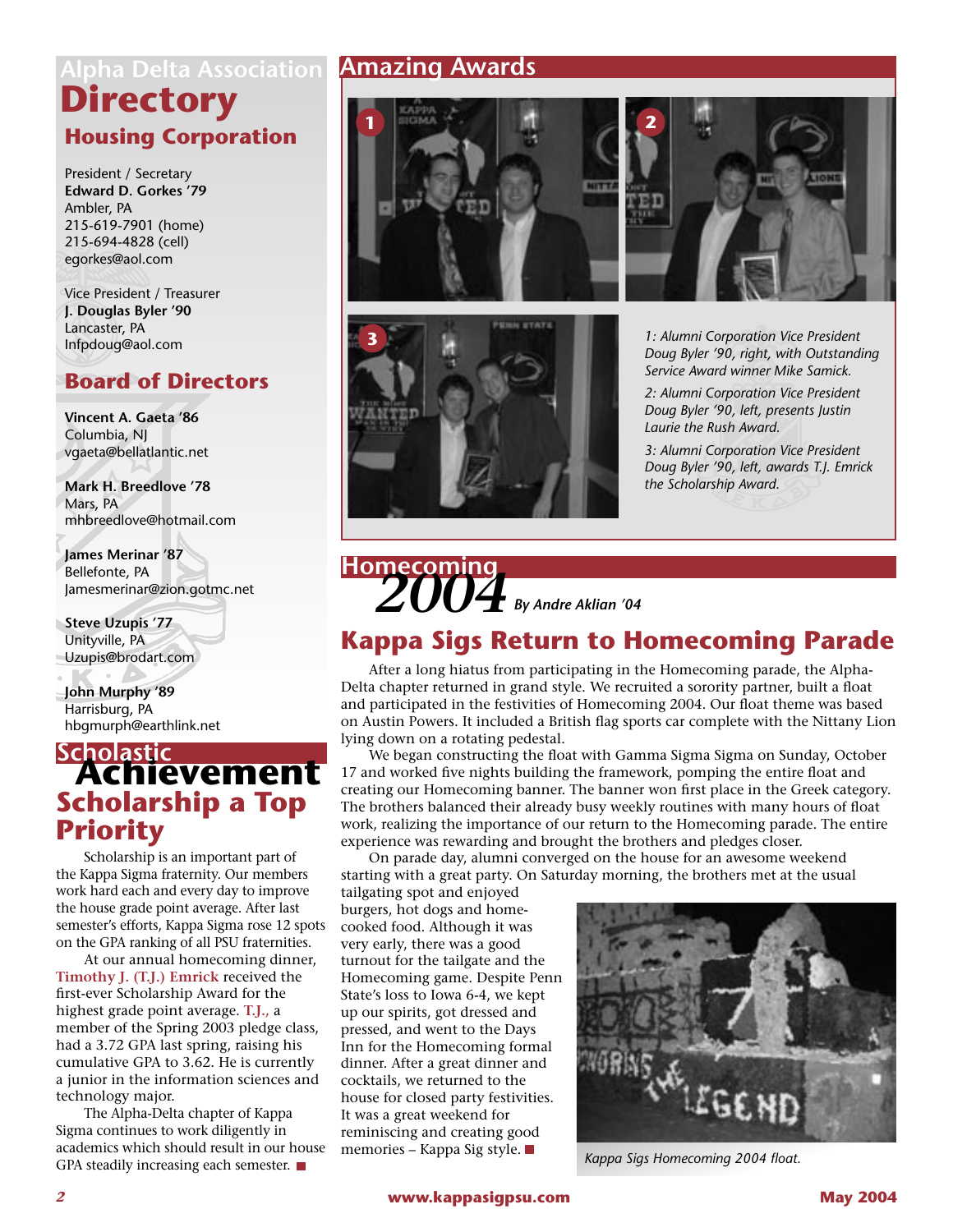# Alpha Delta Association Directory

## Housing Corporation

President / Secretary
**Edward D. Gorkes '79**
Ambler, PA
215-619-7901 (home)
215-694-4828 (cell)
egorkes@aol.com

Vice President / Treasurer
**J. Douglas Byler '90**
Lancaster, PA
lnfpdoug@aol.com

## Board of Directors

**Vincent A. Gaeta '86**
Columbia, NJ
vgaeta@bellatlantic.net

**Mark H. Breedlove '78**
Mars, PA
mhbreedlove@hotmail.com

**James Merinar '87**
Bellefonte, PA
Jamesmerinar@zion.gotmc.net

**Steve Uzupis '77**
Unityville, PA
Uzupis@brodart.com

**John Murphy '89**
Harrisburg, PA
hbgmurph@earthlink.net

# Scholastic Achievement

## Scholarship a Top Priority

Scholarship is an important part of the Kappa Sigma fraternity. Our members work hard each and every day to improve the house grade point average. After last semester's efforts, Kappa Sigma rose 12 spots on the GPA ranking of all PSU fraternities.

At our annual homecoming dinner, **Timothy J. (T.J.) Emrick** received the first-ever Scholarship Award for the highest grade point average. **T.J.**, a member of the Spring 2003 pledge class, had a 3.72 GPA last spring, raising his cumulative GPA to 3.62. He is currently a junior in the information sciences and technology major.

The Alpha-Delta chapter of Kappa Sigma continues to work diligently in academics which should result in our house GPA steadily increasing each semester. ■

# Amazing Awards

*1: Alumni Corporation Vice President Doug Byler '90, right, with Outstanding Service Award winner Mike Samick.*

*2: Alumni Corporation Vice President Doug Byler '90, left, presents Justin Laurie the Rush Award.*

*3: Alumni Corporation Vice President Doug Byler '90, left, awards T.J. Emrick the Scholarship Award.*

# Homecoming 2004

*By Andre Aklian '04*

## Kappa Sigs Return to Homecoming Parade

After a long hiatus from participating in the Homecoming parade, the Alpha-Delta chapter returned in grand style. We recruited a sorority partner, built a float and participated in the festivities of Homecoming 2004. Our float theme was based on Austin Powers. It included a British flag sports car complete with the Nittany Lion lying down on a rotating pedestal.

We began constructing the float with Gamma Sigma Sigma on Sunday, October 17 and worked five nights building the framework, pomping the entire float and creating our Homecoming banner. The banner won first place in the Greek category. The brothers balanced their already busy weekly routines with many hours of float work, realizing the importance of our return to the Homecoming parade. The entire experience was rewarding and brought the brothers and pledges closer.

On parade day, alumni converged on the house for an awesome weekend starting with a great party. On Saturday morning, the brothers met at the usual tailgating spot and enjoyed burgers, hot dogs and home-cooked food. Although it was very early, there was a good turnout for the tailgate and the Homecoming game. Despite Penn State's loss to Iowa 6-4, we kept up our spirits, got dressed and pressed, and went to the Days Inn for the Homecoming formal dinner. After a great dinner and cocktails, we returned to the house for closed party festivities. It was a great weekend for reminiscing and creating good memories – Kappa Sig style. ■

*Kappa Sigs Homecoming 2004 float.*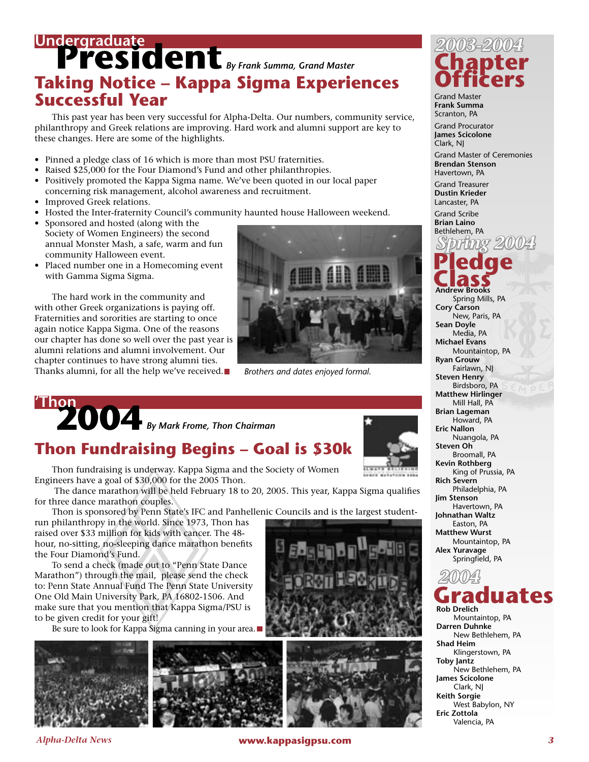# Undergraduate President

*By Frank Summa, Grand Master*

## Taking Notice – Kappa Sigma Experiences Successful Year

This past year has been very successful for Alpha-Delta. Our numbers, community service, philanthropy and Greek relations are improving. Hard work and alumni support are key to these changes. Here are some of the highlights.

- Pinned a pledge class of 16 which is more than most PSU fraternities.
- Raised $25,000 for the Four Diamond's Fund and other philanthropies.
- Positively promoted the Kappa Sigma name. We've been quoted in our local paper concerning risk management, alcohol awareness and recruitment.
- Improved Greek relations.
- Hosted the Inter-fraternity Council's community haunted house Halloween weekend.
- Sponsored and hosted (along with the Society of Women Engineers) the second annual Monster Mash, a safe, warm and fun community Halloween event.
- Placed number one in a Homecoming event with Gamma Sigma Sigma.

The hard work in the community and with other Greek organizations is paying off. Fraternities and sororities are starting to once again notice Kappa Sigma. One of the reasons our chapter has done so well over the past year is alumni relations and alumni involvement. Our chapter continues to have strong alumni ties. Thanks alumni, for all the help we've received.

*Brothers and dates enjoyed formal.*

# 'Thon 2004

*By Mark Frome, Thon Chairman*

## Thon Fundraising Begins – Goal is $30k

Thon fundraising is underway. Kappa Sigma and the Society of Women Engineers have a goal of $30,000 for the 2005 Thon.

The dance marathon will be held February 18 to 20, 2005. This year, Kappa Sigma qualifies for three dance marathon couples.

Thon is sponsored by Penn State's IFC and Panhellenic Councils and is the largest student-run philanthropy in the world. Since 1973, Thon has raised over $33 million for kids with cancer. The 48-hour, no-sitting, no-sleeping dance marathon benefits the Four Diamond's Fund.

To send a check (made out to "Penn State Dance Marathon") through the mail, please send the check to: Penn State Annual Fund The Penn State University One Old Main University Park, PA 16802-1506. And make sure that you mention that Kappa Sigma/PSU is to be given credit for your gift!

Be sure to look for Kappa Sigma canning in your area.

# 2003-2004 Chapter Officers

Grand Master
**Frank Summa**
Scranton, PA

Grand Procurator
**James Scicolone**
Clark, NJ

Grand Master of Ceremonies
**Brendan Stenson**
Havertown, PA

Grand Treasurer
**Dustin Krieder**
Lancaster, PA

Grand Scribe
**Brian Laino**
Bethlehem, PA

# Spring 2004 Pledge Class

**Andrew Brooks** – Spring Mills, PA
**Cory Carson** – New, Paris, PA
**Sean Doyle** – Media, PA
**Michael Evans** – Mountaintop, PA
**Ryan Grouw** – Fairlawn, NJ
**Steven Henry** – Birdsboro, PA
**Matthew Hirlinger** – Mill Hall, PA
**Brian Lageman** – Howard, PA
**Eric Nallon** – Nuangola, PA
**Steven Oh** – Broomall, PA
**Kevin Rothberg** – King of Prussia, PA
**Rich Severn** – Philadelphia, PA
**Jim Stenson** – Havertown, PA
**Johnathan Waltz** – Easton, PA
**Matthew Wurst** – Mountaintop, PA
**Alex Yuravage** – Springfield, PA

# 2004 Graduates

**Rob Drelich** – Mountaintop, PA
**Darren Duhnke** – New Bethlehem, PA
**Shad Heim** – Klingerstown, PA
**Toby Jantz** – New Bethlehem, PA
**James Scicolone** – Clark, NJ
**Keith Sorgie** – West Babylon, NY
**Eric Zottola** – Valencia, PA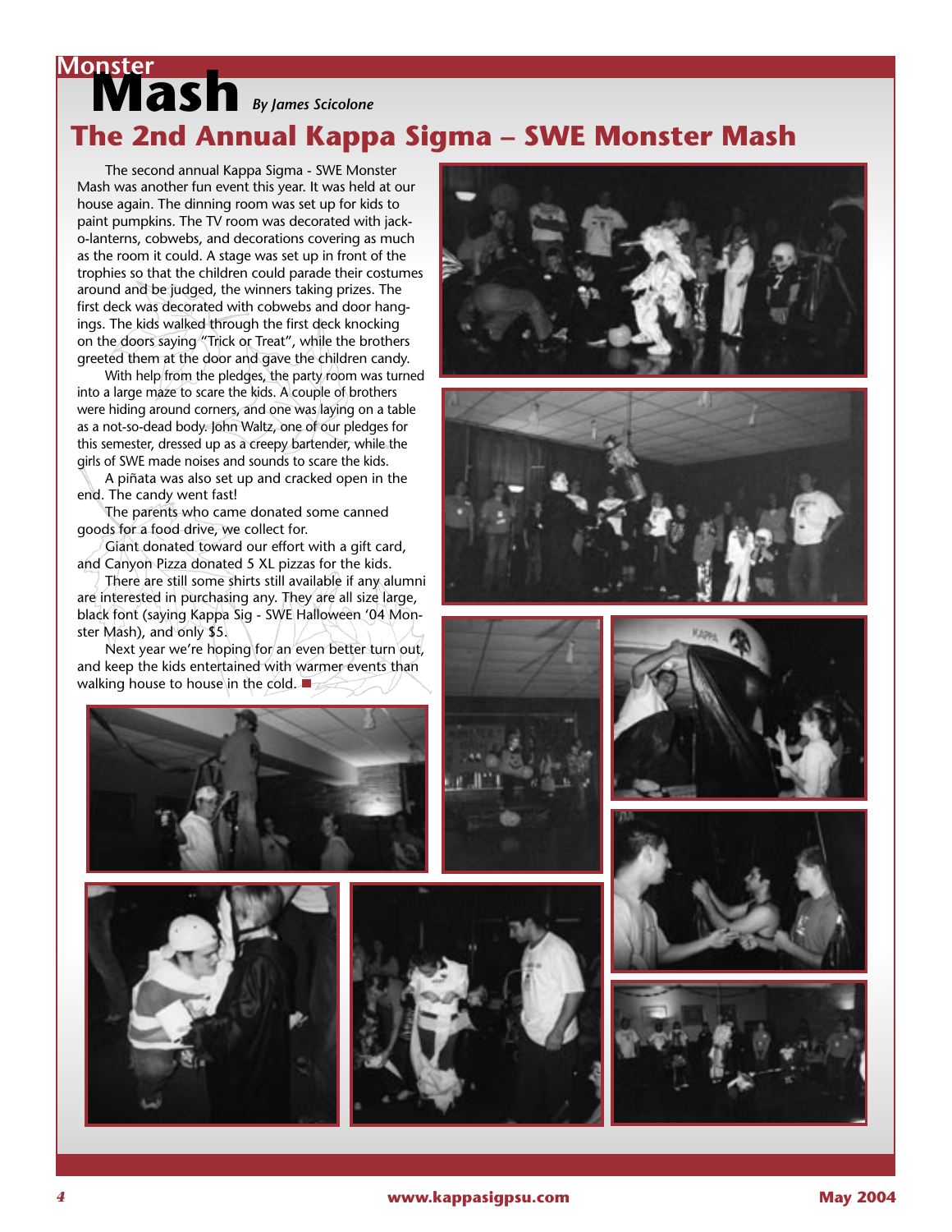# Monster Mash

*By James Scicolone*

## The 2nd Annual Kappa Sigma – SWE Monster Mash

The second annual Kappa Sigma - SWE Monster Mash was another fun event this year. It was held at our house again. The dinning room was set up for kids to paint pumpkins. The TV room was decorated with jack-o-lanterns, cobwebs, and decorations covering as much as the room it could. A stage was set up in front of the trophies so that the children could parade their costumes around and be judged, the winners taking prizes. The first deck was decorated with cobwebs and door hangings. The kids walked through the first deck knocking on the doors saying "Trick or Treat", while the brothers greeted them at the door and gave the children candy.

With help from the pledges, the party room was turned into a large maze to scare the kids. A couple of brothers were hiding around corners, and one was laying on a table as a not-so-dead body. John Waltz, one of our pledges for this semester, dressed up as a creepy bartender, while the girls of SWE made noises and sounds to scare the kids.

A piñata was also set up and cracked open in the end. The candy went fast!

The parents who came donated some canned goods for a food drive, we collect for.

Giant donated toward our effort with a gift card, and Canyon Pizza donated 5 XL pizzas for the kids.

There are still some shirts still available if any alumni are interested in purchasing any. They are all size large, black font (saying Kappa Sig - SWE Halloween '04 Monster Mash), and only $5.

Next year we're hoping for an even better turn out, and keep the kids entertained with warmer events than walking house to house in the cold. ■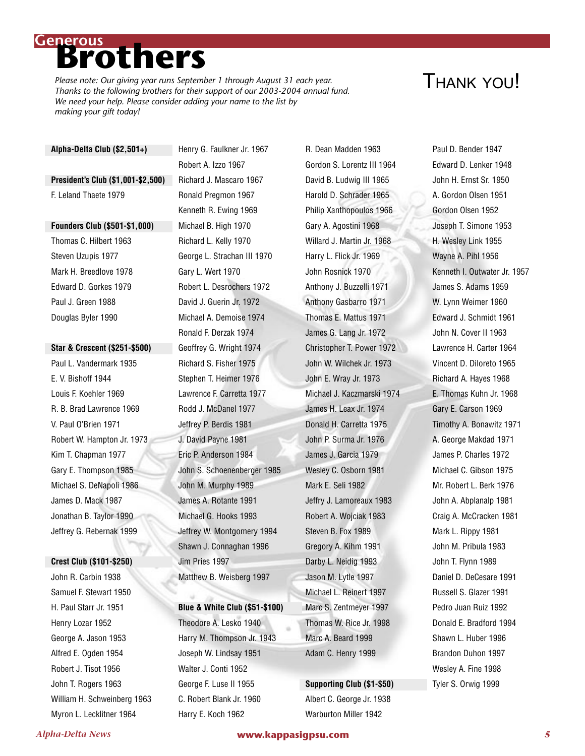# Generous Brothers

*Please note: Our giving year runs September 1 through August 31 each year. Thanks to the following brothers for their support of our 2003-2004 annual fund. We need your help. Please consider adding your name to the list by making your gift today!*

## Thank you!

**Alpha-Delta Club ($2,501+)**

**President's Club ($1,001-$2,500)**

F. Leland Thaete 1979

**Founders Club ($501-$1,000)**

Thomas C. Hilbert 1963
Steven Uzupis 1977
Mark H. Breedlove 1978
Edward D. Gorkes 1979
Paul J. Green 1988
Douglas Byler 1990

**Star & Crescent ($251-$500)**

Paul L. Vandermark 1935
E. V. Bishoff 1944
Louis F. Koehler 1969
R. B. Brad Lawrence 1969
V. Paul O'Brien 1971
Robert W. Hampton Jr. 1973
Kim T. Chapman 1977
Gary E. Thompson 1985
Michael S. DeNapoli 1986
James D. Mack 1987
Jonathan B. Taylor 1990
Jeffrey G. Rebernak 1999

**Crest Club ($101-$250)**

John R. Carbin 1938
Samuel F. Stewart 1950
H. Paul Starr Jr. 1951
Henry Lozar 1952
George A. Jason 1953
Alfred E. Ogden 1954
Robert J. Tisot 1956
John T. Rogers 1963
William H. Schweinberg 1963
Myron L. Lecklitner 1964
Henry G. Faulkner Jr. 1967
Robert A. Izzo 1967
Richard J. Mascaro 1967
Ronald Pregmon 1967
Kenneth R. Ewing 1969
Michael B. High 1970
Richard L. Kelly 1970
George L. Strachan III 1970
Gary L. Wert 1970
Robert L. Desrochers 1972
David J. Guerin Jr. 1972
Michael A. Demoise 1974
Ronald F. Derzak 1974
Geoffrey G. Wright 1974
Richard S. Fisher 1975
Stephen T. Heimer 1976
Lawrence F. Carretta 1977
Rodd J. McDanel 1977
Jeffrey P. Berdis 1981
J. David Payne 1981
Eric P. Anderson 1984
John S. Schoenenberger 1985
John M. Murphy 1989
James A. Rotante 1991
Michael G. Hooks 1993
Jeffrey W. Montgomery 1994
Shawn J. Connaghan 1996
Jim Pries 1997
Matthew B. Weisberg 1997

**Blue & White Club ($51-$100)**

Theodore A. Lesko 1940
Harry M. Thompson Jr. 1943
Joseph W. Lindsay 1951
Walter J. Conti 1952
George F. Luse II 1955
C. Robert Blank Jr. 1960
Harry E. Koch 1962
R. Dean Madden 1963
Gordon S. Lorentz III 1964
David B. Ludwig III 1965
Harold D. Schrader 1965
Philip Xanthopoulos 1966
Gary A. Agostini 1968
Willard J. Martin Jr. 1968
Harry L. Flick Jr. 1969
John Rosnick 1970
Anthony J. Buzzelli 1971
Anthony Gasbarro 1971
Thomas E. Mattus 1971
James G. Lang Jr. 1972
Christopher T. Power 1972
John W. Wilchek Jr. 1973
John E. Wray Jr. 1973
Michael J. Kaczmarski 1974
James H. Leax Jr. 1974
Donald H. Carretta 1975
John P. Surma Jr. 1976
James J. Garcia 1979
Wesley C. Osborn 1981
Mark E. Seli 1982
Jeffry J. Lamoreaux 1983
Robert A. Wojciak 1983
Steven B. Fox 1989
Gregory A. Kihm 1991
Darby L. Neidig 1993
Jason M. Lytle 1997
Michael L. Reinert 1997
Marc S. Zentmeyer 1997
Thomas W. Rice Jr. 1998
Marc A. Beard 1999
Adam C. Henry 1999

**Supporting Club ($1-$50)**

Albert C. George Jr. 1938
Warburton Miller 1942
Paul D. Bender 1947
Edward D. Lenker 1948
John H. Ernst Sr. 1950
A. Gordon Olsen 1951
Gordon Olsen 1952
Joseph T. Simone 1953
H. Wesley Link 1955
Wayne A. Pihl 1956
Kenneth I. Outwater Jr. 1957
James S. Adams 1959
W. Lynn Weimer 1960
Edward J. Schmidt 1961
John N. Cover II 1963
Lawrence H. Carter 1964
Vincent D. Diloreto 1965
Richard A. Hayes 1968
E. Thomas Kuhn Jr. 1968
Gary E. Carson 1969
Timothy A. Bonawitz 1971
A. George Makdad 1971
James P. Charles 1972
Michael C. Gibson 1975
Mr. Robert L. Berk 1976
John A. Abplanalp 1981
Craig A. McCracken 1981
Mark L. Rippy 1981
John M. Pribula 1983
John T. Flynn 1989
Daniel D. DeCesare 1991
Russell S. Glazer 1991
Pedro Juan Ruiz 1992
Donald E. Bradford 1994
Shawn L. Huber 1996
Brandon Duhon 1997
Wesley A. Fine 1998
Tyler S. Orwig 1999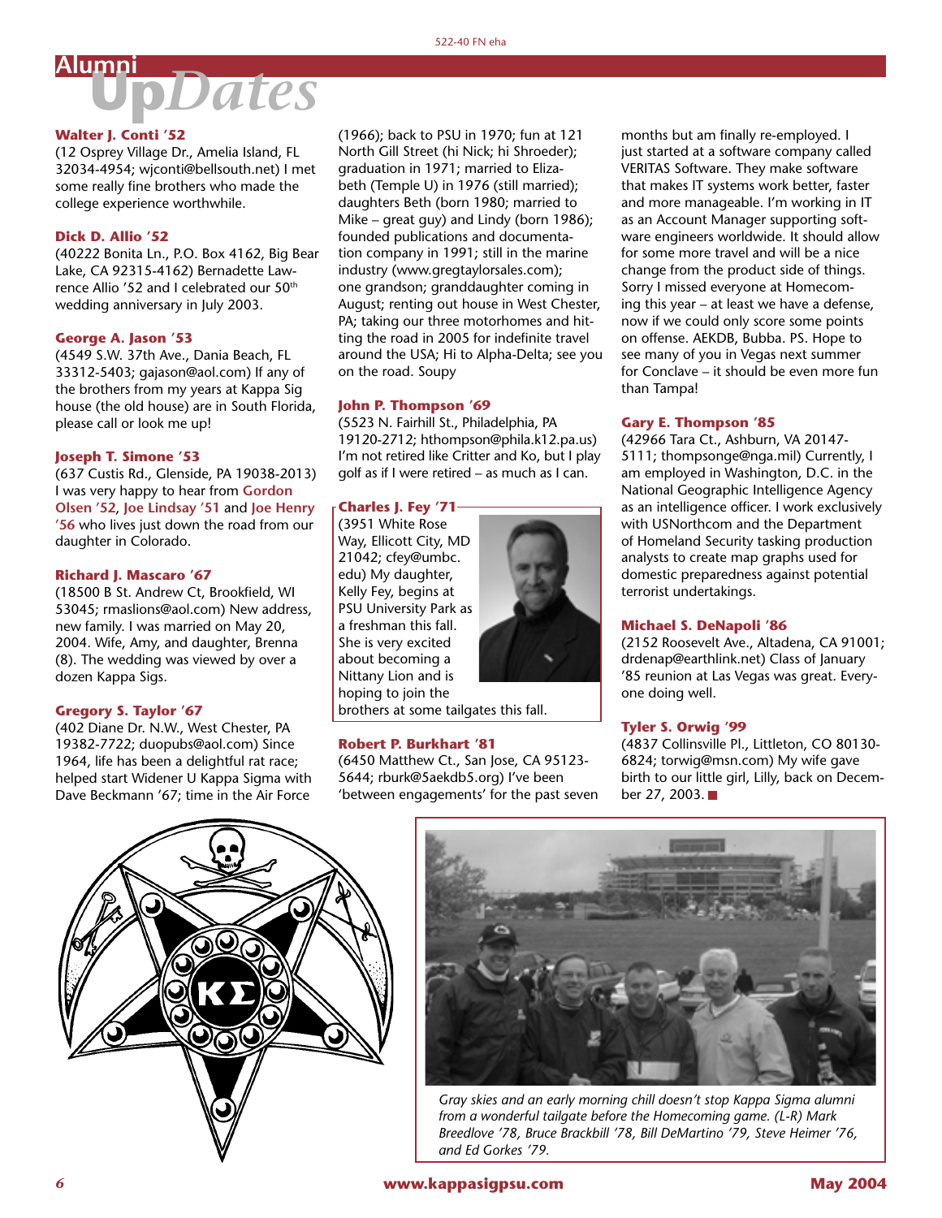# Alumni UpDates

**Walter J. Conti '52**
(12 Osprey Village Dr., Amelia Island, FL 32034-4954; wjconti@bellsouth.net) I met some really fine brothers who made the college experience worthwhile.

**Dick D. Allio '52**
(40222 Bonita Ln., P.O. Box 4162, Big Bear Lake, CA 92315-4162) Bernadette Lawrence Allio '52 and I celebrated our 50th wedding anniversary in July 2003.

**George A. Jason '53**
(4549 S.W. 37th Ave., Dania Beach, FL 33312-5403; gajason@aol.com) If any of the brothers from my years at Kappa Sig house (the old house) are in South Florida, please call or look me up!

**Joseph T. Simone '53**
(637 Custis Rd., Glenside, PA 19038-2013) I was very happy to hear from **Gordon Olsen '52**, **Joe Lindsay '51** and **Joe Henry '56** who lives just down the road from our daughter in Colorado.

**Richard J. Mascaro '67**
(18500 B St. Andrew Ct, Brookfield, WI 53045; rmaslions@aol.com) New address, new family. I was married on May 20, 2004. Wife, Amy, and daughter, Brenna (8). The wedding was viewed by over a dozen Kappa Sigs.

**Gregory S. Taylor '67**
(402 Diane Dr. N.W., West Chester, PA 19382-7722; duopubs@aol.com) Since 1964, life has been a delightful rat race; helped start Widener U Kappa Sigma with Dave Beckmann '67; time in the Air Force (1966); back to PSU in 1970; fun at 121 North Gill Street (hi Nick; hi Shroeder); graduation in 1971; married to Elizabeth (Temple U) in 1976 (still married); daughters Beth (born 1980; married to Mike – great guy) and Lindy (born 1986); founded publications and documentation company in 1991; still in the marine industry (www.gregtaylorsales.com); one grandson; granddaughter coming in August; renting out house in West Chester, PA; taking our three motorhomes and hitting the road in 2005 for indefinite travel around the USA; Hi to Alpha-Delta; see you on the road. Soupy

**John P. Thompson '69**
(5523 N. Fairhill St., Philadelphia, PA 19120-2712; hthompson@phila.k12.pa.us) I'm not retired like Critter and Ko, but I play golf as if I were retired – as much as I can.

**Charles J. Fey '71**
(3951 White Rose Way, Ellicott City, MD 21042; cfey@umbc.edu) My daughter, Kelly Fey, begins at PSU University Park as a freshman this fall. She is very excited about becoming a Nittany Lion and is hoping to join the brothers at some tailgates this fall.

**Robert P. Burkhart '81**
(6450 Matthew Ct., San Jose, CA 95123-5644; rburk@5aekdb5.org) I've been 'between engagements' for the past seven months but am finally re-employed. I just started at a software company called VERITAS Software. They make software that makes IT systems work better, faster and more manageable. I'm working in IT as an Account Manager supporting software engineers worldwide. It should allow for some more travel and will be a nice change from the product side of things. Sorry I missed everyone at Homecoming this year – at least we have a defense, now if we could only score some points on offense. AEKDB, Bubba. PS. Hope to see many of you in Vegas next summer for Conclave – it should be even more fun than Tampa!

**Gary E. Thompson '85**
(42966 Tara Ct., Ashburn, VA 20147-5111; thompsonge@nga.mil) Currently, I am employed in Washington, D.C. in the National Geographic Intelligence Agency as an intelligence officer. I work exclusively with USNorthcom and the Department of Homeland Security tasking production analysts to create map graphs used for domestic preparedness against potential terrorist undertakings.

**Michael S. DeNapoli '86**
(2152 Roosevelt Ave., Altadena, CA 91001; drdenap@earthlink.net) Class of January '85 reunion at Las Vegas was great. Everyone doing well.

**Tyler S. Orwig '99**
(4837 Collinsville Pl., Littleton, CO 80130-6824; torwig@msn.com) My wife gave birth to our little girl, Lilly, back on December 27, 2003.

*Gray skies and an early morning chill doesn't stop Kappa Sigma alumni from a wonderful tailgate before the Homecoming game. (L-R) Mark Breedlove '78, Bruce Brackbill '78, Bill DeMartino '79, Steve Heimer '76, and Ed Gorkes '79.*

www.kappasigpsu.com — May 2004